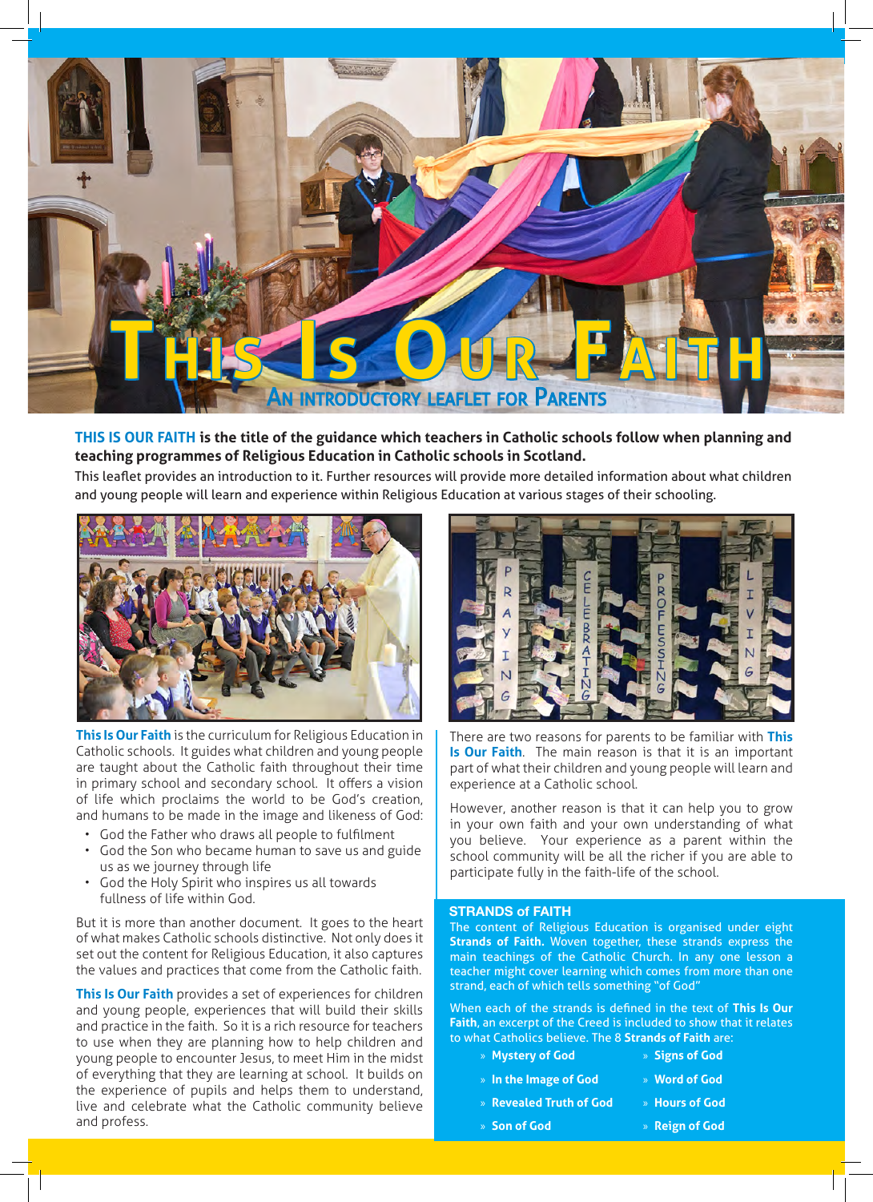# This Is Our Faith

## An Introductory Leaflet for Parents

**THIS IS OUR FAITH is the title of the guidance which teachers in Catholic schools follow when planning and teaching programmes of Religious Education in Catholic schools in Scotland.**

This leaflet provides an introduction to it. Further resources will provide more detailed information about what children and young people will learn and experience within Religious Education at various stages of their schooling.

**This Is Our Faith** is the curriculum for Religious Education in Catholic schools. It guides what children and young people are taught about the Catholic faith throughout their time in primary school and secondary school. It offers a vision of life which proclaims the world to be God's creation, and humans to be made in the image and likeness of God:

- God the Father who draws all people to fulfilment
- God the Son who became human to save us and guide us as we journey through life
- God the Holy Spirit who inspires us all towards fullness of life within God.

But it is more than another document. It goes to the heart of what makes Catholic schools distinctive. Not only does it set out the content for Religious Education, it also captures the values and practices that come from the Catholic faith.

**This Is Our Faith** provides a set of experiences for children and young people, experiences that will build their skills and practice in the faith. So it is a rich resource for teachers to use when they are planning how to help children and young people to encounter Jesus, to meet Him in the midst of everything that they are learning at school. It builds on the experience of pupils and helps them to understand, live and celebrate what the Catholic community believe and profess.

There are two reasons for parents to be familiar with **This Is Our Faith**. The main reason is that it is an important part of what their children and young people will learn and experience at a Catholic school.

However, another reason is that it can help you to grow in your own faith and your own understanding of what you believe. Your experience as a parent within the school community will be all the richer if you are able to participate fully in the faith-life of the school.

### STRANDS of FAITH

The content of Religious Education is organised under eight **Strands of Faith.** Woven together, these strands express the main teachings of the Catholic Church. In any one lesson a teacher might cover learning which comes from more than one strand, each of which tells something "of God"

When each of the strands is defined in the text of **This Is Our Faith**, an excerpt of the Creed is included to show that it relates to what Catholics believe. The 8 **Strands of Faith** are:

- **Mystery of God**
- **In the Image of God**
- **Revealed Truth of God**
- **Son of God**
- **Signs of God**
- **Word of God**
- **Hours of God**
- **Reign of God**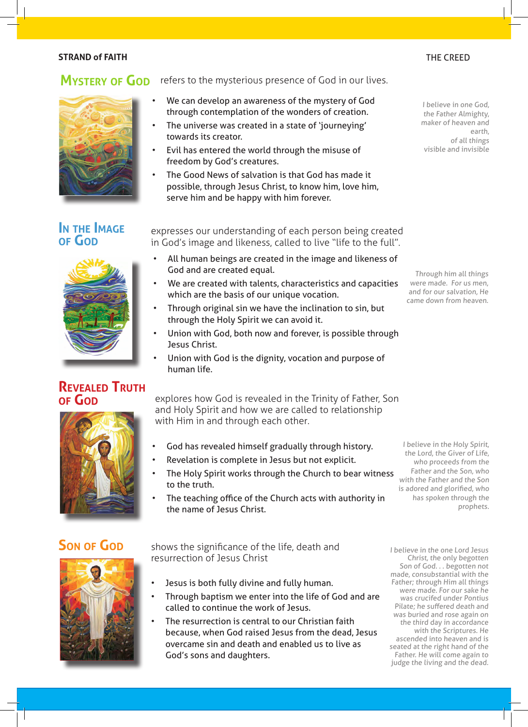**STRAND of FAITH** THE CREED

## Mystery of God

refers to the mysterious presence of God in our lives.

- We can develop an awareness of the mystery of God through contemplation of the wonders of creation.
- The universe was created in a state of 'journeying' towards its creator.
- Evil has entered the world through the misuse of freedom by God's creatures.
- The Good News of salvation is that God has made it possible, through Jesus Christ, to know him, love him, serve him and be happy with him forever.

*I believe in one God, the Father Almighty, maker of heaven and earth, of all things visible and invisible*

## In the Image of God

expresses our understanding of each person being created in God's image and likeness, called to live "life to the full".

- All human beings are created in the image and likeness of God and are created equal.
- We are created with talents, characteristics and capacities which are the basis of our unique vocation.
- Through original sin we have the inclination to sin, but through the Holy Spirit we can avoid it.
- Union with God, both now and forever, is possible through Jesus Christ.
- Union with God is the dignity, vocation and purpose of human life.

*Through him all things were made. For us men, and for our salvation, He came down from heaven.*

## Revealed Truth of God

explores how God is revealed in the Trinity of Father, Son and Holy Spirit and how we are called to relationship with Him in and through each other.

- God has revealed himself gradually through history.
- Revelation is complete in Jesus but not explicit.
- The Holy Spirit works through the Church to bear witness to the truth.
- The teaching office of the Church acts with authority in the name of Jesus Christ.

*I believe in the Holy Spirit, the Lord, the Giver of Life, who proceeds from the Father and the Son, who with the Father and the Son is adored and glorified, who has spoken through the prophets.*

## Son of God

shows the significance of the life, death and resurrection of Jesus Christ

- Jesus is both fully divine and fully human.
- Through baptism we enter into the life of God and are called to continue the work of Jesus.
- The resurrection is central to our Christian faith because, when God raised Jesus from the dead, Jesus overcame sin and death and enabled us to live as God's sons and daughters.

*I believe in the one Lord Jesus Christ, the only begotten Son of God. . . begotten not made, consubstantial with the Father; through Him all things were made. For our sake he was crucified under Pontius Pilate; he suffered death and was buried and rose again on the third day in accordance with the Scriptures. He ascended into heaven and is seated at the right hand of the Father. He will come again to judge the living and the dead.*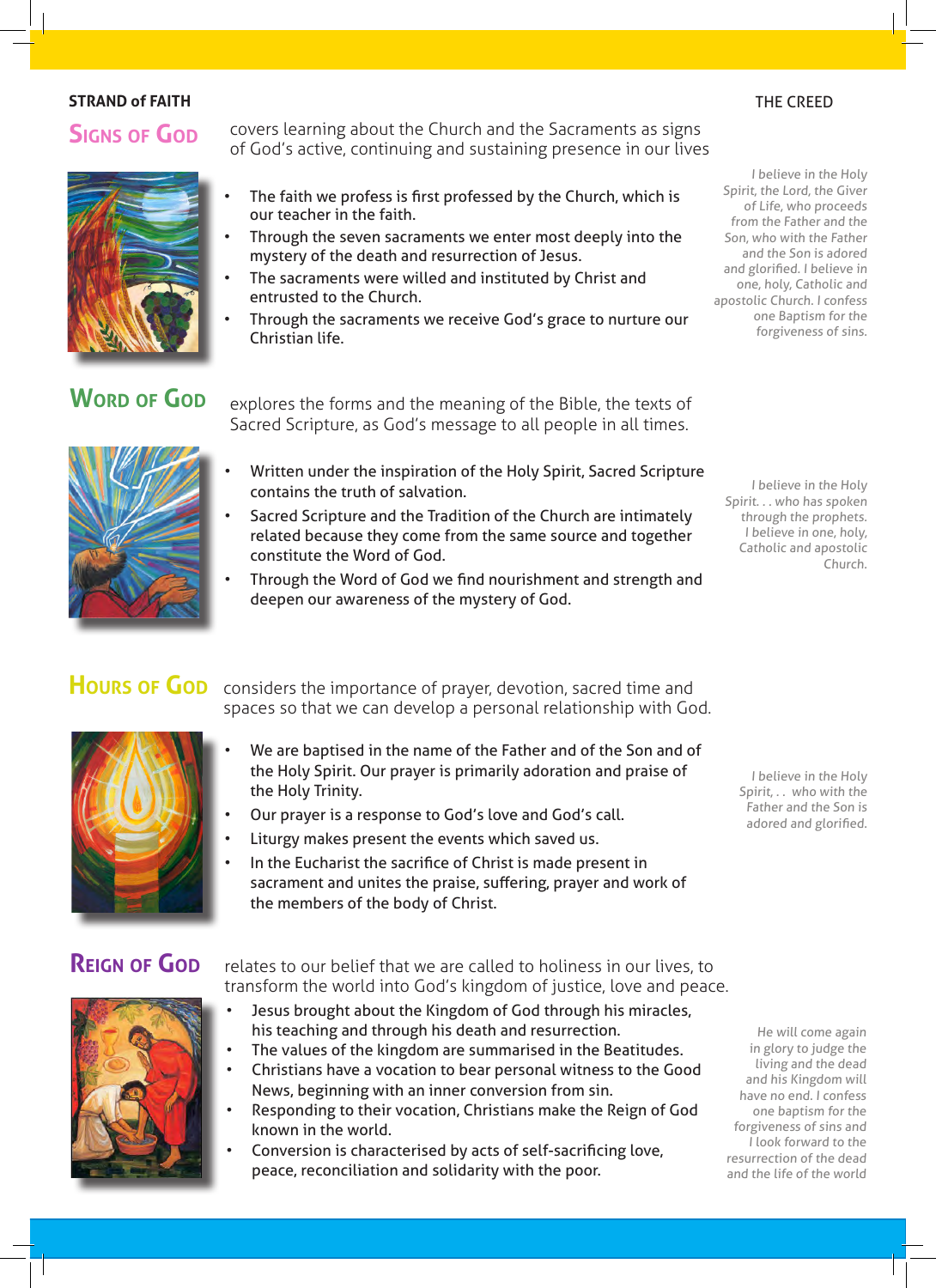**STRAND of FAITH**

**THE CREED**

## Signs of God

covers learning about the Church and the Sacraments as signs of God's active, continuing and sustaining presence in our lives

- The faith we profess is first professed by the Church, which is our teacher in the faith.
- Through the seven sacraments we enter most deeply into the mystery of the death and resurrection of Jesus.
- The sacraments were willed and instituted by Christ and entrusted to the Church.
- Through the sacraments we receive God's grace to nurture our Christian life.

*I believe in the Holy Spirit, the Lord, the Giver of Life, who proceeds from the Father and the Son, who with the Father and the Son is adored and glorified. I believe in one, holy, Catholic and apostolic Church. I confess one Baptism for the forgiveness of sins.*

## Word of God

explores the forms and the meaning of the Bible, the texts of Sacred Scripture, as God's message to all people in all times.

- Written under the inspiration of the Holy Spirit, Sacred Scripture contains the truth of salvation.
- Sacred Scripture and the Tradition of the Church are intimately related because they come from the same source and together constitute the Word of God.
- Through the Word of God we find nourishment and strength and deepen our awareness of the mystery of God.

*I believe in the Holy Spirit. . . who has spoken through the prophets. I believe in one, holy, Catholic and apostolic Church.*

## Hours of God

considers the importance of prayer, devotion, sacred time and spaces so that we can develop a personal relationship with God.

- We are baptised in the name of the Father and of the Son and of the Holy Spirit. Our prayer is primarily adoration and praise of the Holy Trinity.
- Our prayer is a response to God's love and God's call.
- Liturgy makes present the events which saved us.
- In the Eucharist the sacrifice of Christ is made present in sacrament and unites the praise, suffering, prayer and work of the members of the body of Christ.

*I believe in the Holy Spirit, . . who with the Father and the Son is adored and glorified.*

## Reign of God

relates to our belief that we are called to holiness in our lives, to transform the world into God's kingdom of justice, love and peace.

- Jesus brought about the Kingdom of God through his miracles, his teaching and through his death and resurrection.
- The values of the kingdom are summarised in the Beatitudes.
- Christians have a vocation to bear personal witness to the Good News, beginning with an inner conversion from sin.
- Responding to their vocation, Christians make the Reign of God known in the world.
- Conversion is characterised by acts of self-sacrificing love, peace, reconciliation and solidarity with the poor.

*He will come again in glory to judge the living and the dead and his Kingdom will have no end. I confess one baptism for the forgiveness of sins and I look forward to the resurrection of the dead and the life of the world*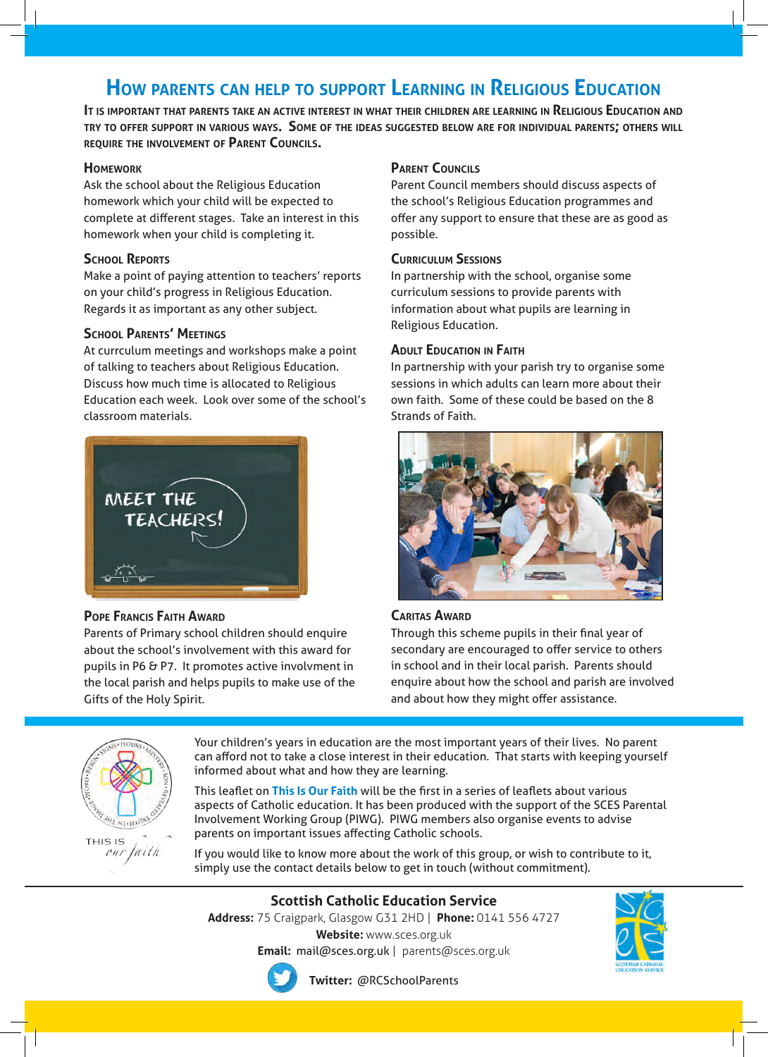# How parents can help to support Learning in Religious Education

**It is important that parents take an active interest in what their children are learning in Religious Education and try to offer support in various ways. Some of the ideas suggested below are for individual parents; others will require the involvement of Parent Councils.**

### Homework

Ask the school about the Religious Education homework which your child will be expected to complete at different stages. Take an interest in this homework when your child is completing it.

### School Reports

Make a point of paying attention to teachers' reports on your child's progress in Religious Education. Regards it as important as any other subject.

### School Parents' Meetings

At currculum meetings and workshops make a point of talking to teachers about Religious Education. Discuss how much time is allocated to Religious Education each week. Look over some of the school's classroom materials.

### Pope Francis Faith Award

Parents of Primary school children should enquire about the school's involvement with this award for pupils in P6 & P7. It promotes active involvment in the local parish and helps pupils to make use of the Gifts of the Holy Spirit.

### Parent Councils

Parent Council members should discuss aspects of the school's Religious Education programmes and offer any support to ensure that these are as good as possible.

### Curriculum Sessions

In partnership with the school, organise some curriculum sessions to provide parents with information about what pupils are learning in Religious Education.

### Adult Education in Faith

In partnership with your parish try to organise some sessions in which adults can learn more about their own faith. Some of these could be based on the 8 Strands of Faith.

### Caritas Award

Through this scheme pupils in their final year of secondary are encouraged to offer service to others in school and in their local parish. Parents should enquire about how the school and parish are involved and about how they might offer assistance.

---

Your children's years in education are the most important years of their lives. No parent can afford not to take a close interest in their education. That starts with keeping yourself informed about what and how they are learning.

This leaflet on **This Is Our Faith** will be the first in a series of leaflets about various aspects of Catholic education. It has been produced with the support of the SCES Parental Involvement Working Group (PIWG). PIWG members also organise events to advise parents on important issues affecting Catholic schools.

If you would like to know more about the work of this group, or wish to contribute to it, simply use the contact details below to get in touch (without commitment).

---

**Scottish Catholic Education Service**

**Address:** 75 Craigpark, Glasgow G31 2HD | **Phone:** 0141 556 4727

**Website:** www.sces.org.uk

**Email:** mail@sces.org.uk | parents@sces.org.uk

**Twitter:** @RCSchoolParents